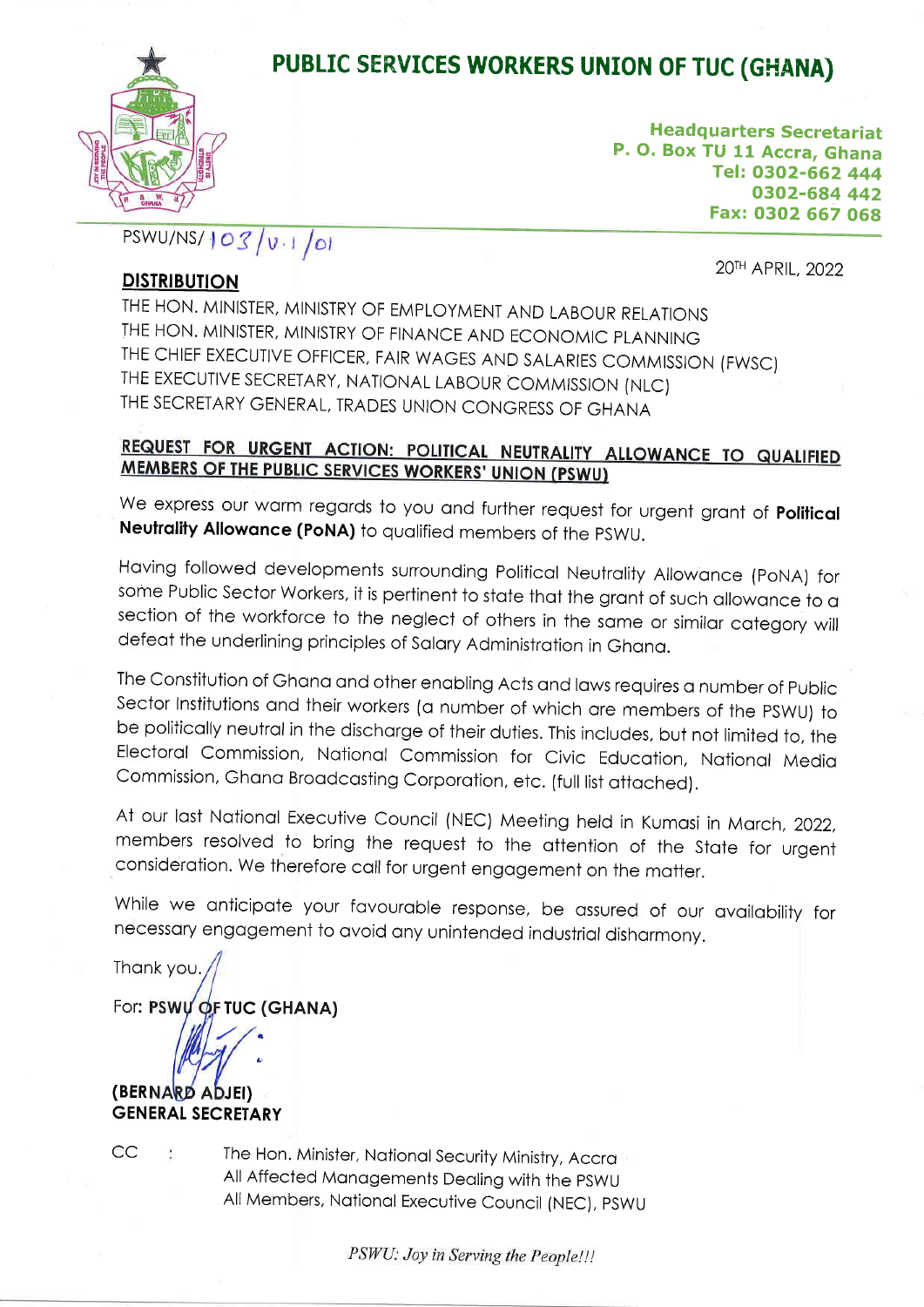# PUBLIC SERVICES WORKERS UNION OF TUC (GHANA)

**Headquarters Secretariat**
**P. O. Box TU 11 Accra, Ghana**
**Tel: 0302-662 444**
**0302-684 442**
**Fax: 0302 667 068**

PSWU/NS/103/V.1/01

20TH APRIL, 2022

**DISTRIBUTION**

THE HON. MINISTER, MINISTRY OF EMPLOYMENT AND LABOUR RELATIONS
THE HON. MINISTER, MINISTRY OF FINANCE AND ECONOMIC PLANNING
THE CHIEF EXECUTIVE OFFICER, FAIR WAGES AND SALARIES COMMISSION (FWSC)
THE EXECUTIVE SECRETARY, NATIONAL LABOUR COMMISSION (NLC)
THE SECRETARY GENERAL, TRADES UNION CONGRESS OF GHANA

**REQUEST FOR URGENT ACTION: POLITICAL NEUTRALITY ALLOWANCE TO QUALIFIED MEMBERS OF THE PUBLIC SERVICES WORKERS' UNION (PSWU)**

We express our warm regards to you and further request for urgent grant of **Political Neutrality Allowance (PoNA)** to qualified members of the PSWU.

Having followed developments surrounding Political Neutrality Allowance (PoNA) for some Public Sector Workers, it is pertinent to state that the grant of such allowance to a section of the workforce to the neglect of others in the same or similar category will defeat the underlining principles of Salary Administration in Ghana.

The Constitution of Ghana and other enabling Acts and laws requires a number of Public Sector Institutions and their workers (a number of which are members of the PSWU) to be politically neutral in the discharge of their duties. This includes, but not limited to, the Electoral Commission, National Commission for Civic Education, National Media Commission, Ghana Broadcasting Corporation, etc. (full list attached).

At our last National Executive Council (NEC) Meeting held in Kumasi in March, 2022, members resolved to bring the request to the attention of the State for urgent consideration. We therefore call for urgent engagement on the matter.

While we anticipate your favourable response, be assured of our availability for necessary engagement to avoid any unintended industrial disharmony.

Thank you.

For: **PSWU OF TUC (GHANA)**

**(BERNARD ADJEI)**
**GENERAL SECRETARY**

CC : The Hon. Minister, National Security Ministry, Accra
All Affected Managements Dealing with the PSWU
All Members, National Executive Council (NEC), PSWU

*PSWU: Joy in Serving the People!!!*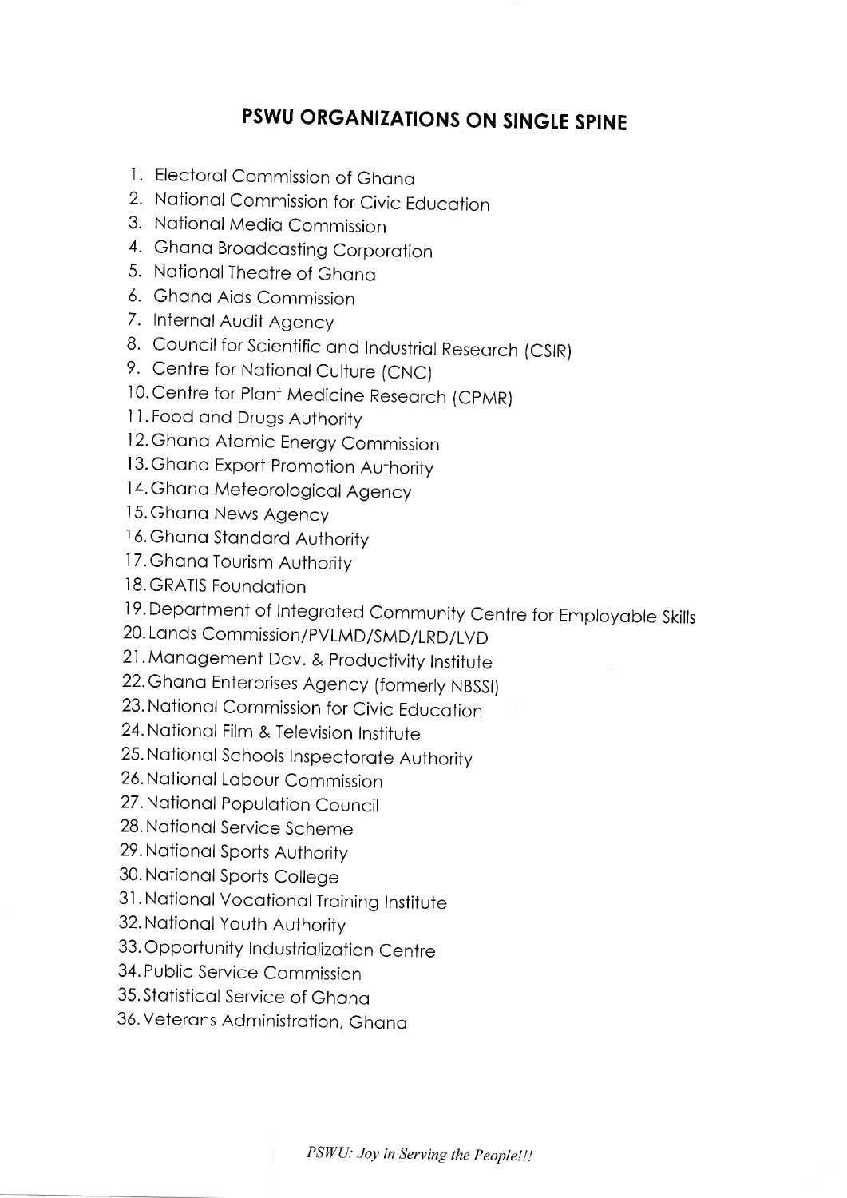# PSWU ORGANIZATIONS ON SINGLE SPINE

1. Electoral Commission of Ghana
2. National Commission for Civic Education
3. National Media Commission
4. Ghana Broadcasting Corporation
5. National Theatre of Ghana
6. Ghana Aids Commission
7. Internal Audit Agency
8. Council for Scientific and Industrial Research (CSIR)
9. Centre for National Culture (CNC)
10. Centre for Plant Medicine Research (CPMR)
11. Food and Drugs Authority
12. Ghana Atomic Energy Commission
13. Ghana Export Promotion Authority
14. Ghana Meteorological Agency
15. Ghana News Agency
16. Ghana Standard Authority
17. Ghana Tourism Authority
18. GRATIS Foundation
19. Department of Integrated Community Centre for Employable Skills
20. Lands Commission/PVLMD/SMD/LRD/LVD
21. Management Dev. & Productivity Institute
22. Ghana Enterprises Agency (formerly NBSSI)
23. National Commission for Civic Education
24. National Film & Television Institute
25. National Schools Inspectorate Authority
26. National Labour Commission
27. National Population Council
28. National Service Scheme
29. National Sports Authority
30. National Sports College
31. National Vocational Training Institute
32. National Youth Authority
33. Opportunity Industrialization Centre
34. Public Service Commission
35. Statistical Service of Ghana
36. Veterans Administration, Ghana

*PSWU: Joy in Serving the People!!!*